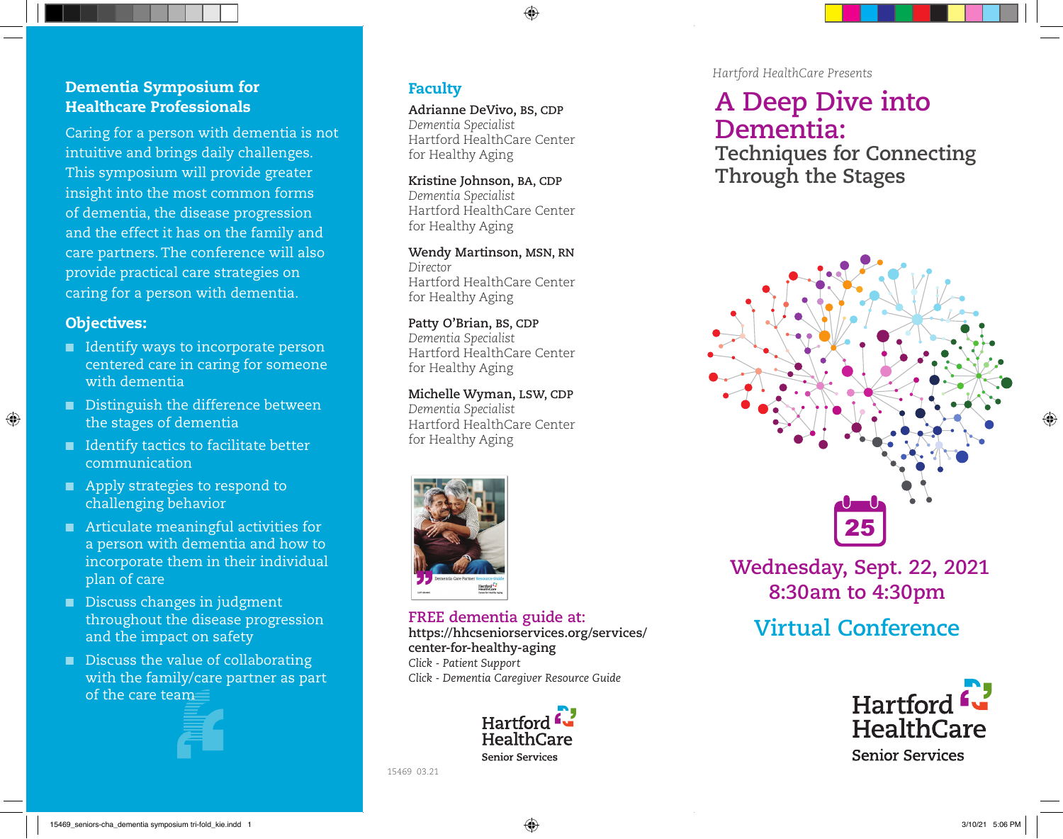## Dementia Symposium for Healthcare Professionals

Caring for a person with dementia is not intuitive and brings daily challenges. This symposium will provide greater insight into the most common forms of dementia, the disease progression and the effect it has on the family and care partners. The conference will also provide practical care strategies on caring for a person with dementia.

### Objectives:

- Identify ways to incorporate person centered care in caring for someone with dementia
- Distinguish the difference between the stages of dementia
- Identify tactics to facilitate better communication
- Apply strategies to respond to challenging behavior
- Articulate meaningful activities for a person with dementia and how to incorporate them in their individual plan of care
- Discuss changes in judgment throughout the disease progression and the impact on safety
- Discuss the value of collaborating with the family/care partner as part of the care team

## Faculty

**Adrianne DeVivo, BS, CDP**
*Dementia Specialist*
Hartford HealthCare Center for Healthy Aging

**Kristine Johnson, BA, CDP**
*Dementia Specialist*
Hartford HealthCare Center for Healthy Aging

**Wendy Martinson, MSN, RN**
*Director*
Hartford HealthCare Center for Healthy Aging

**Patty O'Brian, BS, CDP**
*Dementia Specialist*
Hartford HealthCare Center for Healthy Aging

**Michelle Wyman, LSW, CDP**
*Dementia Specialist*
Hartford HealthCare Center for Healthy Aging

**FREE dementia guide at:**
**https://hhcseniorservices.org/services/center-for-healthy-aging**
*Click - Patient Support*
*Click - Dementia Caregiver Resource Guide*

Hartford HealthCare
Senior Services

15469 03.21

*Hartford HealthCare Presents*

# A Deep Dive into Dementia:
## Techniques for Connecting Through the Stages

**Wednesday, Sept. 22, 2021**
**8:30am to 4:30pm**

## Virtual Conference

Hartford HealthCare
Senior Services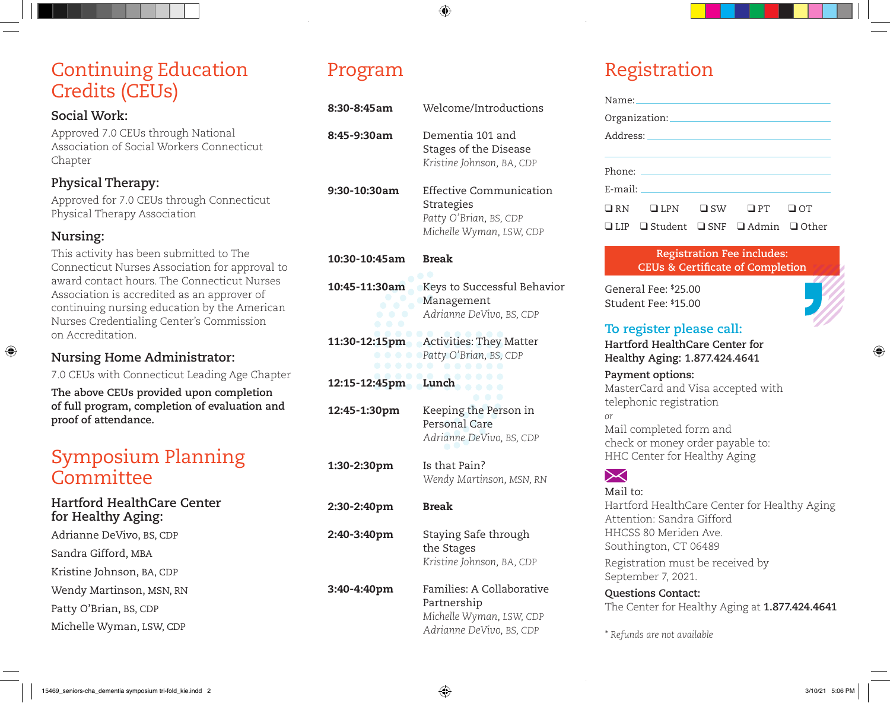# Continuing Education Credits (CEUs)

### Social Work:

Approved 7.0 CEUs through National Association of Social Workers Connecticut Chapter

### Physical Therapy:

Approved for 7.0 CEUs through Connecticut Physical Therapy Association

### Nursing:

This activity has been submitted to The Connecticut Nurses Association for approval to award contact hours. The Connecticut Nurses Association is accredited as an approver of continuing nursing education by the American Nurses Credentialing Center's Commission on Accreditation.

### Nursing Home Administrator:

7.0 CEUs with Connecticut Leading Age Chapter

**The above CEUs provided upon completion of full program, completion of evaluation and proof of attendance.**

# Symposium Planning Committee

### Hartford HealthCare Center for Healthy Aging:

Adrianne DeVivo, BS, CDP

Sandra Gifford, MBA

Kristine Johnson, BA, CDP

Wendy Martinson, MSN, RN

Patty O'Brian, BS, CDP

Michelle Wyman, LSW, CDP

# Program

| | |
|---|---|
| **8:30-8:45am** | Welcome/Introductions |
| **8:45-9:30am** | Dementia 101 and Stages of the Disease<br>*Kristine Johnson, BA, CDP* |
| **9:30-10:30am** | Effective Communication Strategies<br>*Patty O'Brian, BS, CDP*<br>*Michelle Wyman, LSW, CDP* |
| **10:30-10:45am** | **Break** |
| **10:45-11:30am** | Keys to Successful Behavior Management<br>*Adrianne DeVivo, BS, CDP* |
| **11:30-12:15pm** | Activities: They Matter<br>*Patty O'Brian, BS, CDP* |
| **12:15-12:45pm** | **Lunch** |
| **12:45-1:30pm** | Keeping the Person in Personal Care<br>*Adrianne DeVivo, BS, CDP* |
| **1:30-2:30pm** | Is that Pain?<br>*Wendy Martinson, MSN, RN* |
| **2:30-2:40pm** | **Break** |
| **2:40-3:40pm** | Staying Safe through the Stages<br>*Kristine Johnson, BA, CDP* |
| **3:40-4:40pm** | Families: A Collaborative Partnership<br>*Michelle Wyman, LSW, CDP*<br>*Adrianne DeVivo, BS, CDP* |

# Registration

Name: ____________________

Organization: ____________________

Address: ____________________

____________________

Phone: ____________________

E-mail: ____________________

❑ RN ❑ LPN ❑ SW ❑ PT ❑ OT

❑ LIP ❑ Student ❑ SNF ❑ Admin ❑ Other

**Registration Fee includes:**
**CEUs & Certificate of Completion**

General Fee: $25.00

Student Fee: $15.00

## To register please call:

**Hartford HealthCare Center for Healthy Aging: 1.877.424.4641**

**Payment options:**

MasterCard and Visa accepted with telephonic registration

*or*

Mail completed form and check or money order payable to: HHC Center for Healthy Aging

Mail to:

Hartford HealthCare Center for Healthy Aging
Attention: Sandra Gifford
HHCSS 80 Meriden Ave.
Southington, CT 06489

Registration must be received by September 7, 2021.

**Questions Contact:**

The Center for Healthy Aging at **1.877.424.4641**

*\* Refunds are not available*